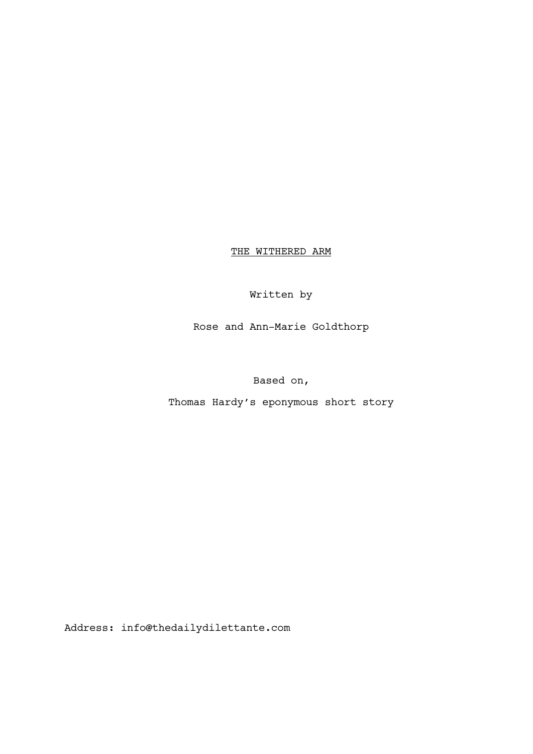# THE WITHERED ARM

Written by

Rose and Ann-Marie Goldthorp

Based on,

Thomas Hardy's eponymous short story

Address: info@thedailydilettante.com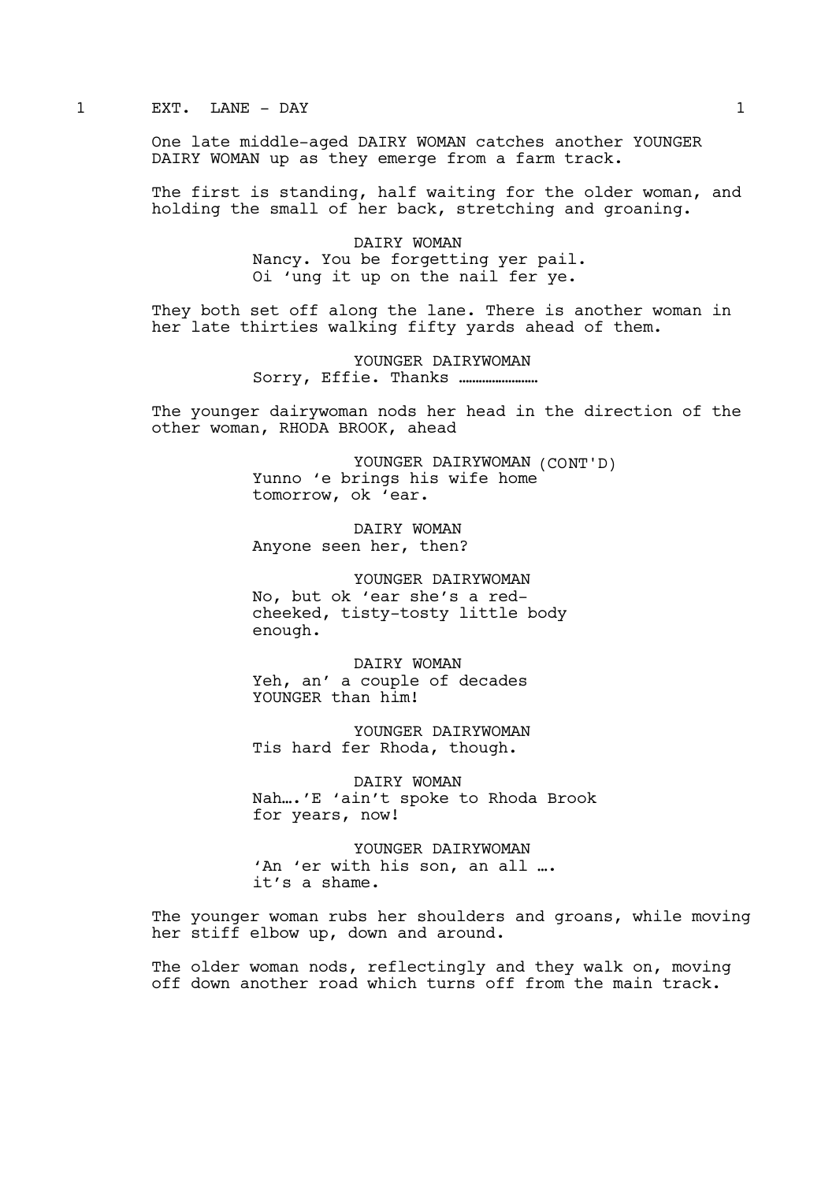1 EXT. LANE - DAY 1

One late middle-aged DAIRY WOMAN catches another YOUNGER DAIRY WOMAN up as they emerge from a farm track.

The first is standing, half waiting for the older woman, and holding the small of her back, stretching and groaning.

DAIRY WOMAN
Nancy. You be forgetting yer pail. Oi 'ung it up on the nail fer ye.

They both set off along the lane. There is another woman in her late thirties walking fifty yards ahead of them.

YOUNGER DAIRYWOMAN
Sorry, Effie. Thanks ……………………

The younger dairywoman nods her head in the direction of the other woman, RHODA BROOK, ahead

YOUNGER DAIRYWOMAN (CONT'D)
Yunno 'e brings his wife home tomorrow, ok 'ear.

DAIRY WOMAN
Anyone seen her, then?

YOUNGER DAIRYWOMAN
No, but ok 'ear she's a red-cheeked, tisty-tosty little body enough.

DAIRY WOMAN
Yeh, an' a couple of decades YOUNGER than him!

YOUNGER DAIRYWOMAN
Tis hard fer Rhoda, though.

DAIRY WOMAN
Nah….'E 'ain't spoke to Rhoda Brook for years, now!

YOUNGER DAIRYWOMAN
'An 'er with his son, an all …. it's a shame.

The younger woman rubs her shoulders and groans, while moving her stiff elbow up, down and around.

The older woman nods, reflectingly and they walk on, moving off down another road which turns off from the main track.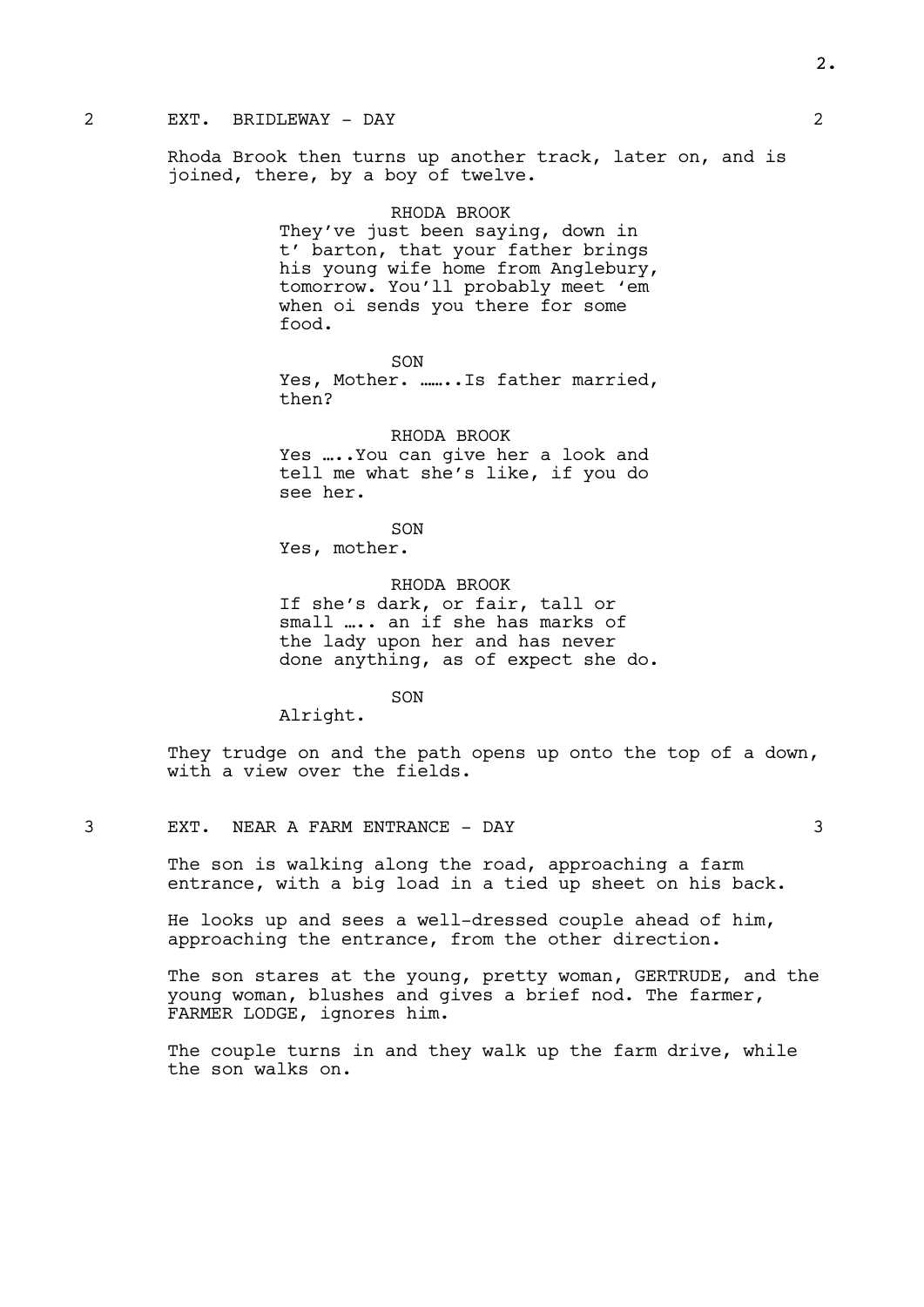2 EXT. BRIDLEWAY - DAY 2

Rhoda Brook then turns up another track, later on, and is joined, there, by a boy of twelve.

RHODA BROOK
They've just been saying, down in t' barton, that your father brings his young wife home from Anglebury, tomorrow. You'll probably meet 'em when oi sends you there for some food.

SON
Yes, Mother. ……..Is father married, then?

RHODA BROOK
Yes …..You can give her a look and tell me what she's like, if you do see her.

SON
Yes, mother.

RHODA BROOK
If she's dark, or fair, tall or small ….. an if she has marks of the lady upon her and has never done anything, as of expect she do.

SON
Alright.

They trudge on and the path opens up onto the top of a down, with a view over the fields.

3 EXT. NEAR A FARM ENTRANCE - DAY 3

The son is walking along the road, approaching a farm entrance, with a big load in a tied up sheet on his back.

He looks up and sees a well-dressed couple ahead of him, approaching the entrance, from the other direction.

The son stares at the young, pretty woman, GERTRUDE, and the young woman, blushes and gives a brief nod. The farmer, FARMER LODGE, ignores him.

The couple turns in and they walk up the farm drive, while the son walks on.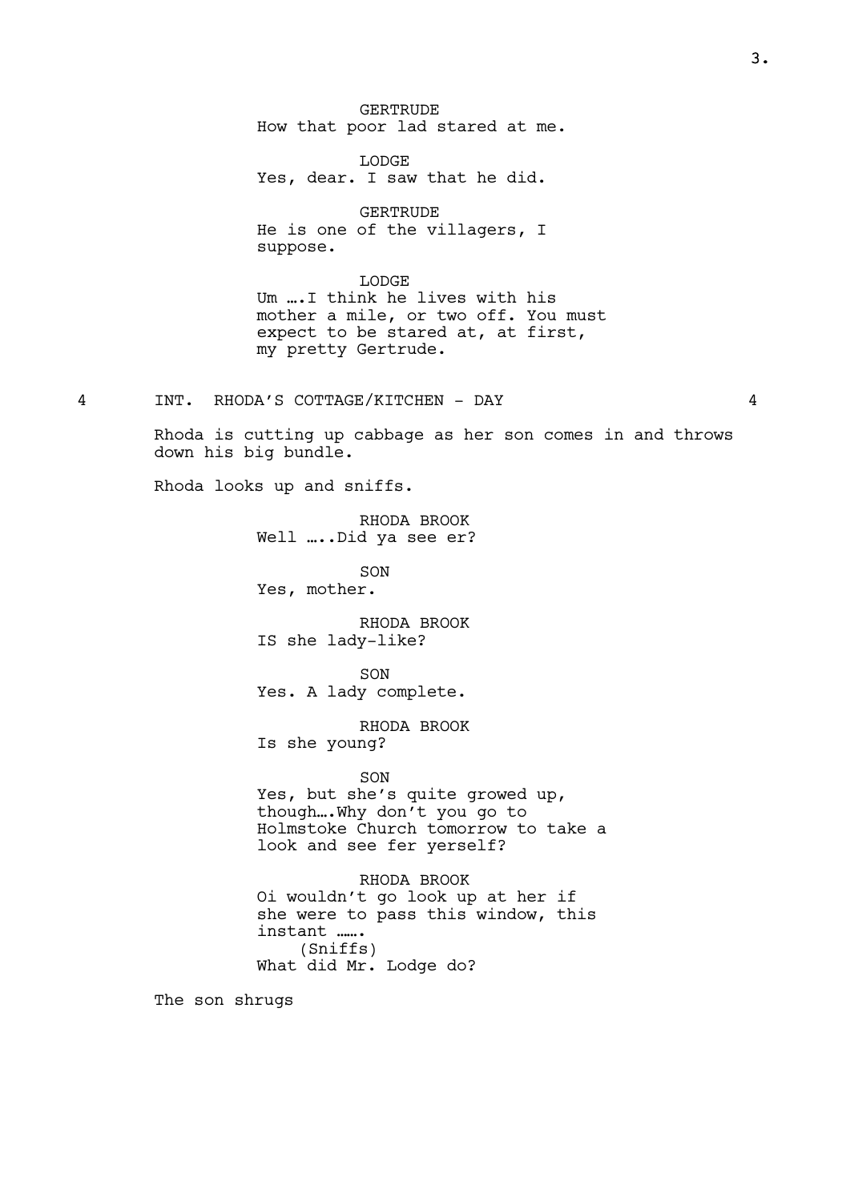GERTRUDE
How that poor lad stared at me.

LODGE
Yes, dear. I saw that he did.

GERTRUDE
He is one of the villagers, I suppose.

LODGE
Um ….I think he lives with his mother a mile, or two off. You must expect to be stared at, at first, my pretty Gertrude.

4 INT. RHODA'S COTTAGE/KITCHEN - DAY 4

Rhoda is cutting up cabbage as her son comes in and throws down his big bundle.

Rhoda looks up and sniffs.

RHODA BROOK
Well …..Did ya see er?

SON
Yes, mother.

RHODA BROOK
IS she lady-like?

SON
Yes. A lady complete.

RHODA BROOK
Is she young?

SON
Yes, but she's quite growed up, though….Why don't you go to Holmstoke Church tomorrow to take a look and see fer yerself?

RHODA BROOK
Oi wouldn't go look up at her if she were to pass this window, this instant …….
(Sniffs)
What did Mr. Lodge do?

The son shrugs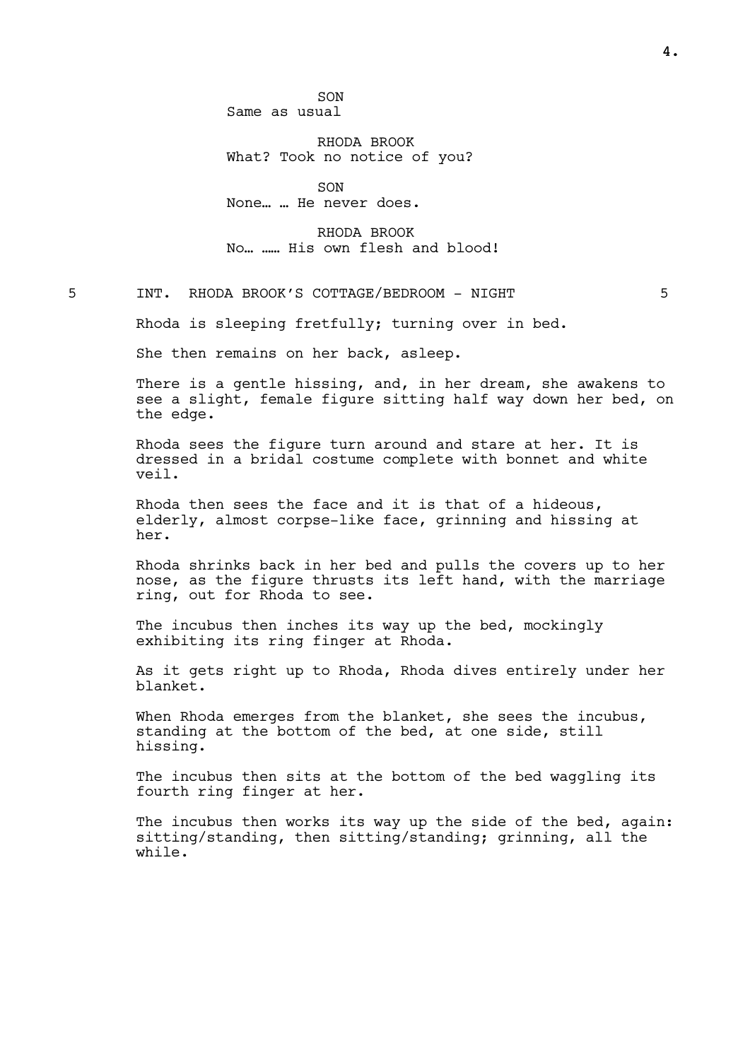SON
Same as usual

RHODA BROOK
What? Took no notice of you?

SON
None… … He never does.

RHODA BROOK
No… …… His own flesh and blood!

5 INT. RHODA BROOK'S COTTAGE/BEDROOM - NIGHT 5

Rhoda is sleeping fretfully; turning over in bed.

She then remains on her back, asleep.

There is a gentle hissing, and, in her dream, she awakens to see a slight, female figure sitting half way down her bed, on the edge.

Rhoda sees the figure turn around and stare at her. It is dressed in a bridal costume complete with bonnet and white veil.

Rhoda then sees the face and it is that of a hideous, elderly, almost corpse-like face, grinning and hissing at her.

Rhoda shrinks back in her bed and pulls the covers up to her nose, as the figure thrusts its left hand, with the marriage ring, out for Rhoda to see.

The incubus then inches its way up the bed, mockingly exhibiting its ring finger at Rhoda.

As it gets right up to Rhoda, Rhoda dives entirely under her blanket.

When Rhoda emerges from the blanket, she sees the incubus, standing at the bottom of the bed, at one side, still hissing.

The incubus then sits at the bottom of the bed waggling its fourth ring finger at her.

The incubus then works its way up the side of the bed, again: sitting/standing, then sitting/standing; grinning, all the while.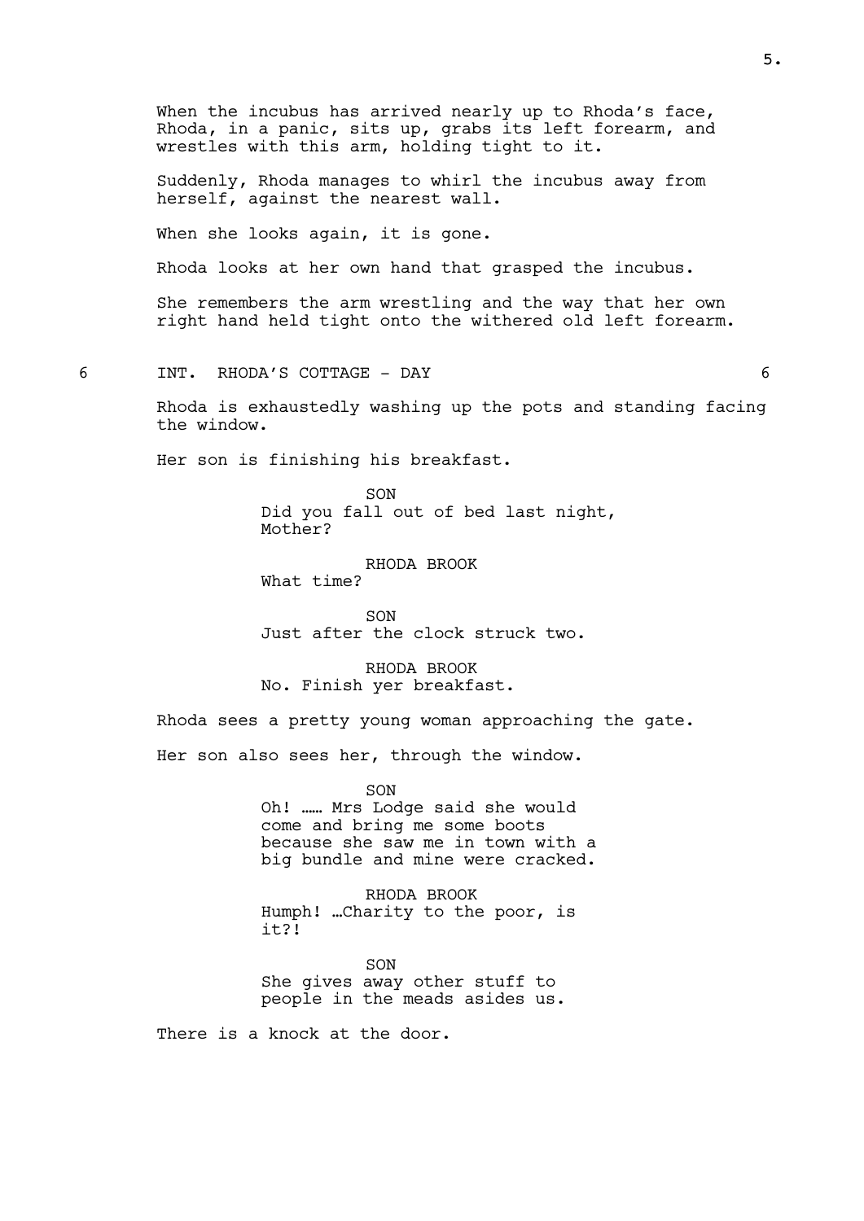When the incubus has arrived nearly up to Rhoda's face, Rhoda, in a panic, sits up, grabs its left forearm, and wrestles with this arm, holding tight to it.

Suddenly, Rhoda manages to whirl the incubus away from herself, against the nearest wall.

When she looks again, it is gone.

Rhoda looks at her own hand that grasped the incubus.

She remembers the arm wrestling and the way that her own right hand held tight onto the withered old left forearm.

6 INT. RHODA'S COTTAGE - DAY 6

Rhoda is exhaustedly washing up the pots and standing facing the window.

Her son is finishing his breakfast.

SON
Did you fall out of bed last night, Mother?

RHODA BROOK
What time?

SON
Just after the clock struck two.

RHODA BROOK
No. Finish yer breakfast.

Rhoda sees a pretty young woman approaching the gate.

Her son also sees her, through the window.

SON
Oh! …… Mrs Lodge said she would come and bring me some boots because she saw me in town with a big bundle and mine were cracked.

RHODA BROOK
Humph! …Charity to the poor, is it?!

SON
She gives away other stuff to people in the meads asides us.

There is a knock at the door.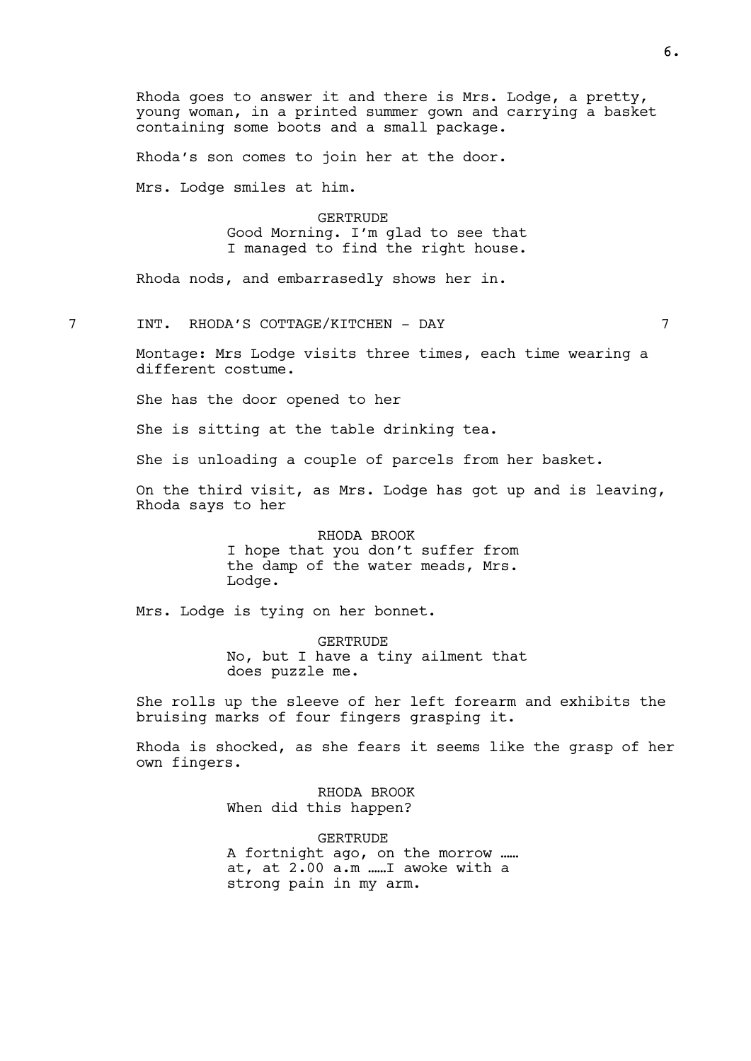Rhoda goes to answer it and there is Mrs. Lodge, a pretty, young woman, in a printed summer gown and carrying a basket containing some boots and a small package.

Rhoda's son comes to join her at the door.

Mrs. Lodge smiles at him.

GERTRUDE
Good Morning. I'm glad to see that I managed to find the right house.

Rhoda nods, and embarrasedly shows her in.

7 INT. RHODA'S COTTAGE/KITCHEN - DAY 7

Montage: Mrs Lodge visits three times, each time wearing a different costume.

She has the door opened to her

She is sitting at the table drinking tea.

She is unloading a couple of parcels from her basket.

On the third visit, as Mrs. Lodge has got up and is leaving, Rhoda says to her

RHODA BROOK
I hope that you don't suffer from the damp of the water meads, Mrs. Lodge.

Mrs. Lodge is tying on her bonnet.

GERTRUDE
No, but I have a tiny ailment that does puzzle me.

She rolls up the sleeve of her left forearm and exhibits the bruising marks of four fingers grasping it.

Rhoda is shocked, as she fears it seems like the grasp of her own fingers.

RHODA BROOK
When did this happen?

GERTRUDE
A fortnight ago, on the morrow …… at, at 2.00 a.m ……I awoke with a strong pain in my arm.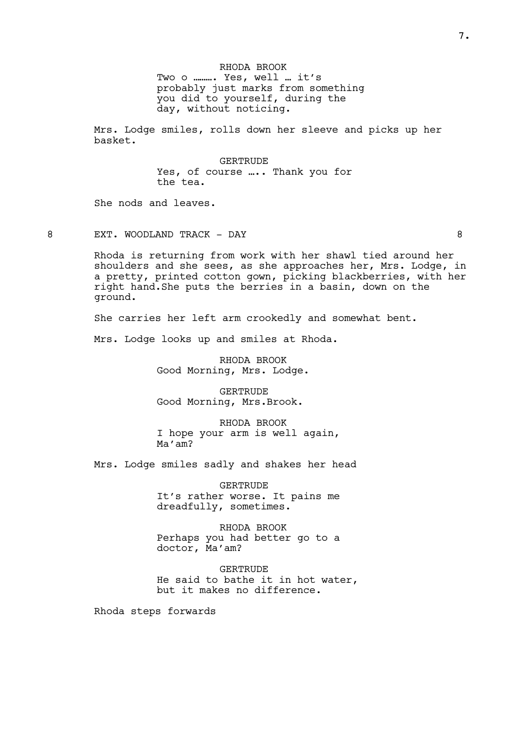RHODA BROOK
Two o ………. Yes, well … it's probably just marks from something you did to yourself, during the day, without noticing.

Mrs. Lodge smiles, rolls down her sleeve and picks up her basket.

GERTRUDE
Yes, of course ….. Thank you for the tea.

She nods and leaves.

8 EXT. WOODLAND TRACK - DAY 8

Rhoda is returning from work with her shawl tied around her shoulders and she sees, as she approaches her, Mrs. Lodge, in a pretty, printed cotton gown, picking blackberries, with her right hand.She puts the berries in a basin, down on the ground.

She carries her left arm crookedly and somewhat bent.

Mrs. Lodge looks up and smiles at Rhoda.

RHODA BROOK
Good Morning, Mrs. Lodge.

GERTRUDE
Good Morning, Mrs.Brook.

RHODA BROOK
I hope your arm is well again, Ma'am?

Mrs. Lodge smiles sadly and shakes her head

GERTRUDE
It's rather worse. It pains me dreadfully, sometimes.

RHODA BROOK
Perhaps you had better go to a doctor, Ma'am?

GERTRUDE
He said to bathe it in hot water, but it makes no difference.

Rhoda steps forwards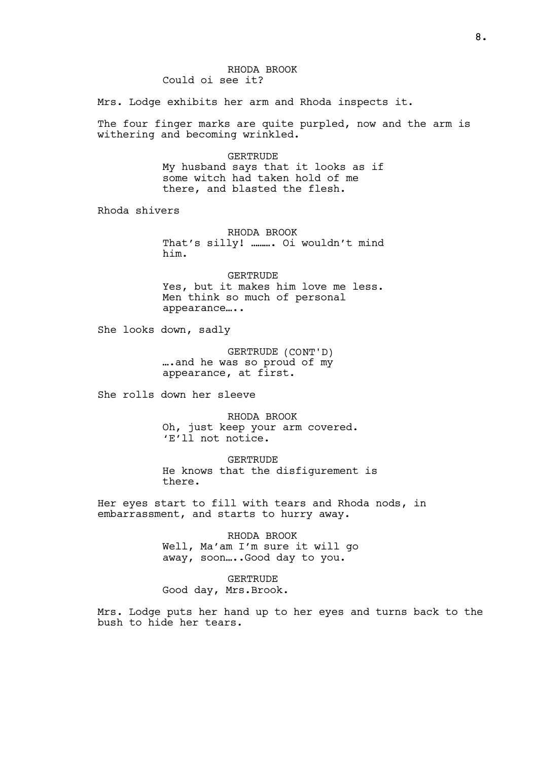RHODA BROOK
Could oi see it?

Mrs. Lodge exhibits her arm and Rhoda inspects it.

The four finger marks are quite purpled, now and the arm is withering and becoming wrinkled.

GERTRUDE
My husband says that it looks as if some witch had taken hold of me there, and blasted the flesh.

Rhoda shivers

RHODA BROOK
That’s silly! ………. Oi wouldn’t mind him.

GERTRUDE
Yes, but it makes him love me less. Men think so much of personal appearance…..

She looks down, sadly

GERTRUDE (CONT'D)
….and he was so proud of my appearance, at first.

She rolls down her sleeve

RHODA BROOK
Oh, just keep your arm covered. ‘E’ll not notice.

GERTRUDE
He knows that the disfigurement is there.

Her eyes start to fill with tears and Rhoda nods, in embarrassment, and starts to hurry away.

RHODA BROOK
Well, Ma’am I’m sure it will go away, soon…..Good day to you.

GERTRUDE
Good day, Mrs.Brook.

Mrs. Lodge puts her hand up to her eyes and turns back to the bush to hide her tears.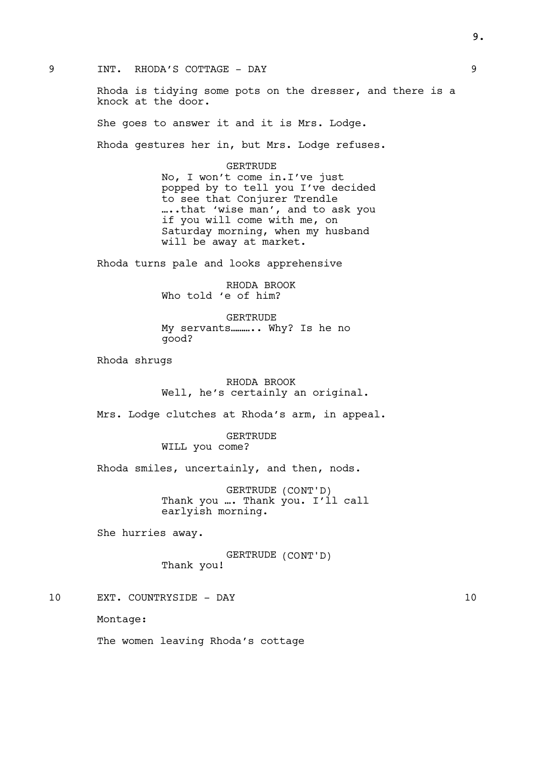9 INT. RHODA'S COTTAGE - DAY 9

Rhoda is tidying some pots on the dresser, and there is a knock at the door.

She goes to answer it and it is Mrs. Lodge.

Rhoda gestures her in, but Mrs. Lodge refuses.

GERTRUDE
No, I won't come in.I've just popped by to tell you I've decided to see that Conjurer Trendle …..that 'wise man', and to ask you if you will come with me, on Saturday morning, when my husband will be away at market.

Rhoda turns pale and looks apprehensive

RHODA BROOK
Who told 'e of him?

GERTRUDE
My servants……….. Why? Is he no good?

Rhoda shrugs

RHODA BROOK
Well, he's certainly an original.

Mrs. Lodge clutches at Rhoda's arm, in appeal.

GERTRUDE
WILL you come?

Rhoda smiles, uncertainly, and then, nods.

GERTRUDE (CONT'D)
Thank you …. Thank you. I'll call earlyish morning.

She hurries away.

GERTRUDE (CONT'D)
Thank you!

10 EXT. COUNTRYSIDE - DAY 10

Montage:

The women leaving Rhoda's cottage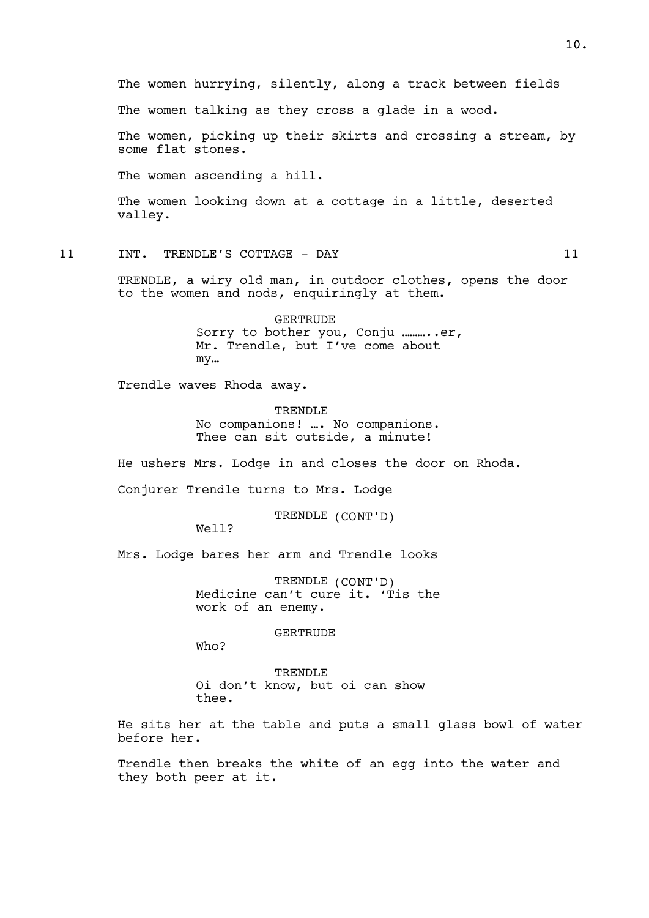The women hurrying, silently, along a track between fields

The women talking as they cross a glade in a wood.

The women, picking up their skirts and crossing a stream, by some flat stones.

The women ascending a hill.

The women looking down at a cottage in a little, deserted valley.

11 INT. TRENDLE'S COTTAGE - DAY 11

TRENDLE, a wiry old man, in outdoor clothes, opens the door to the women and nods, enquiringly at them.

GERTRUDE
Sorry to bother you, Conju ………..er, Mr. Trendle, but I've come about my…

Trendle waves Rhoda away.

TRENDLE
No companions! …. No companions. Thee can sit outside, a minute!

He ushers Mrs. Lodge in and closes the door on Rhoda.

Conjurer Trendle turns to Mrs. Lodge

TRENDLE (CONT'D)
Well?

Mrs. Lodge bares her arm and Trendle looks

TRENDLE (CONT'D)
Medicine can't cure it. 'Tis the work of an enemy.

GERTRUDE
Who?

TRENDLE
Oi don't know, but oi can show thee.

He sits her at the table and puts a small glass bowl of water before her.

Trendle then breaks the white of an egg into the water and they both peer at it.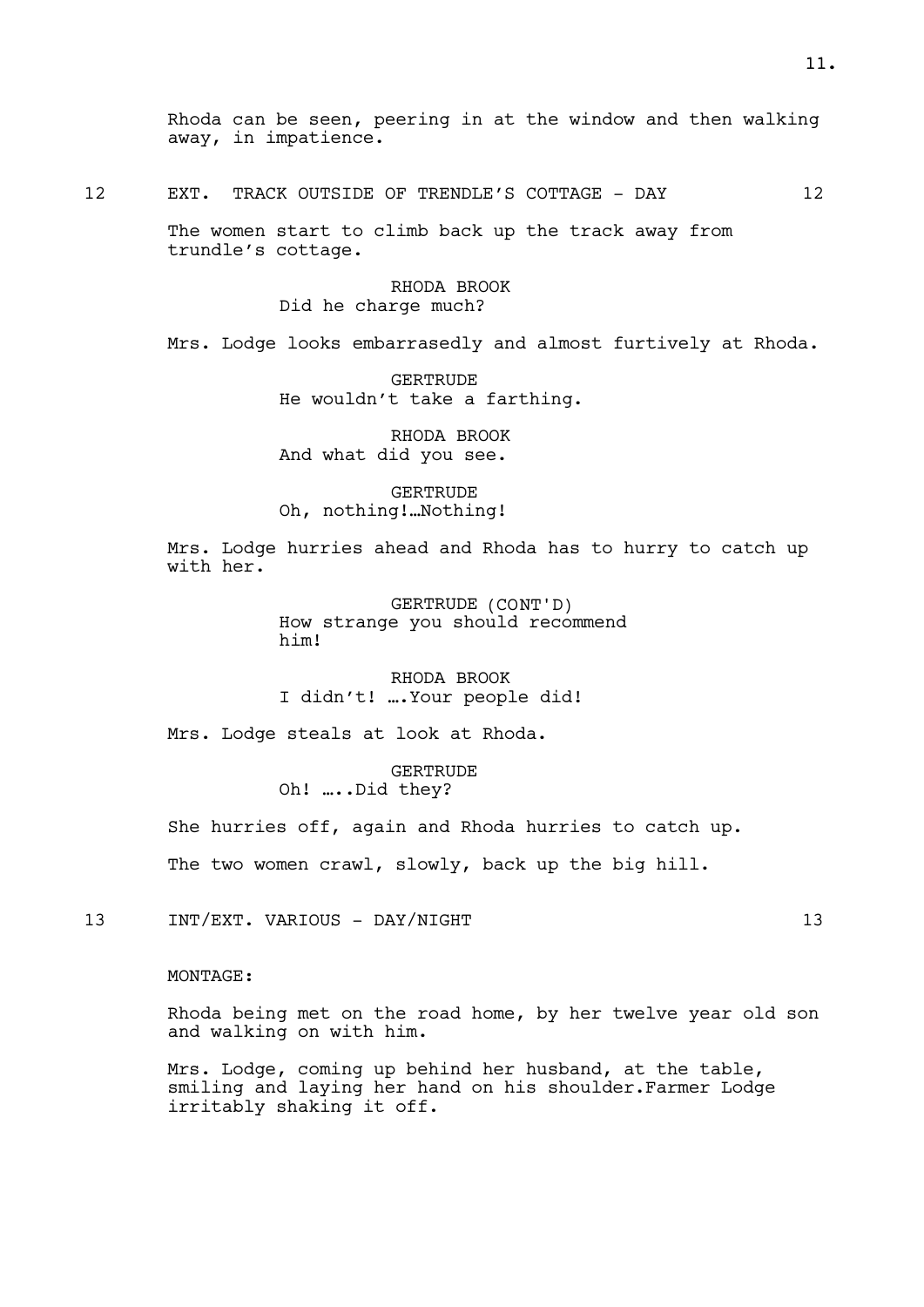Rhoda can be seen, peering in at the window and then walking away, in impatience.

12 EXT. TRACK OUTSIDE OF TRENDLE'S COTTAGE - DAY 12

The women start to climb back up the track away from trundle's cottage.

RHODA BROOK
Did he charge much?

Mrs. Lodge looks embarrasedly and almost furtively at Rhoda.

GERTRUDE
He wouldn't take a farthing.

RHODA BROOK
And what did you see.

GERTRUDE
Oh, nothing!…Nothing!

Mrs. Lodge hurries ahead and Rhoda has to hurry to catch up with her.

GERTRUDE (CONT'D)
How strange you should recommend him!

RHODA BROOK
I didn't! ….Your people did!

Mrs. Lodge steals at look at Rhoda.

GERTRUDE
Oh! …..Did they?

She hurries off, again and Rhoda hurries to catch up.

The two women crawl, slowly, back up the big hill.

13 INT/EXT. VARIOUS - DAY/NIGHT 13

MONTAGE:

Rhoda being met on the road home, by her twelve year old son and walking on with him.

Mrs. Lodge, coming up behind her husband, at the table, smiling and laying her hand on his shoulder.Farmer Lodge irritably shaking it off.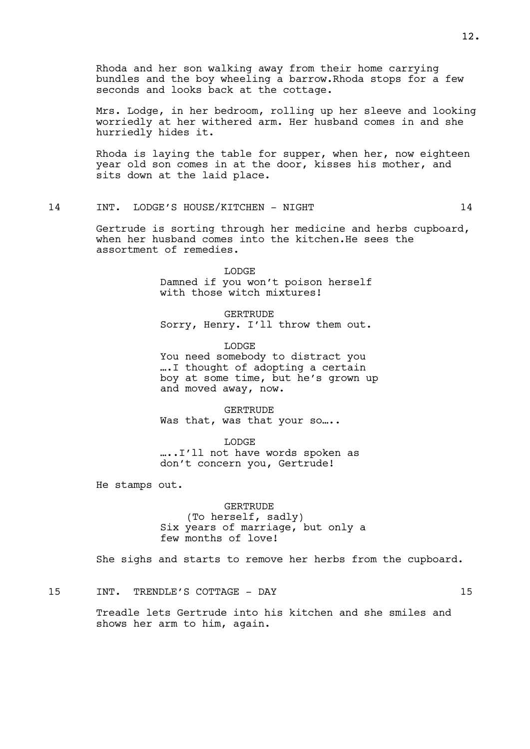Rhoda and her son walking away from their home carrying bundles and the boy wheeling a barrow.Rhoda stops for a few seconds and looks back at the cottage.

Mrs. Lodge, in her bedroom, rolling up her sleeve and looking worriedly at her withered arm. Her husband comes in and she hurriedly hides it.

Rhoda is laying the table for supper, when her, now eighteen year old son comes in at the door, kisses his mother, and sits down at the laid place.

14 INT. LODGE'S HOUSE/KITCHEN - NIGHT 14

Gertrude is sorting through her medicine and herbs cupboard, when her husband comes into the kitchen.He sees the assortment of remedies.

LODGE
Damned if you won't poison herself with those witch mixtures!

GERTRUDE
Sorry, Henry. I'll throw them out.

LODGE
You need somebody to distract you ….I thought of adopting a certain boy at some time, but he's grown up and moved away, now.

GERTRUDE
Was that, was that your so…..

LODGE
…..I'll not have words spoken as don't concern you, Gertrude!

He stamps out.

GERTRUDE
(To herself, sadly)
Six years of marriage, but only a few months of love!

She sighs and starts to remove her herbs from the cupboard.

15 INT. TRENDLE'S COTTAGE - DAY 15

Treadle lets Gertrude into his kitchen and she smiles and shows her arm to him, again.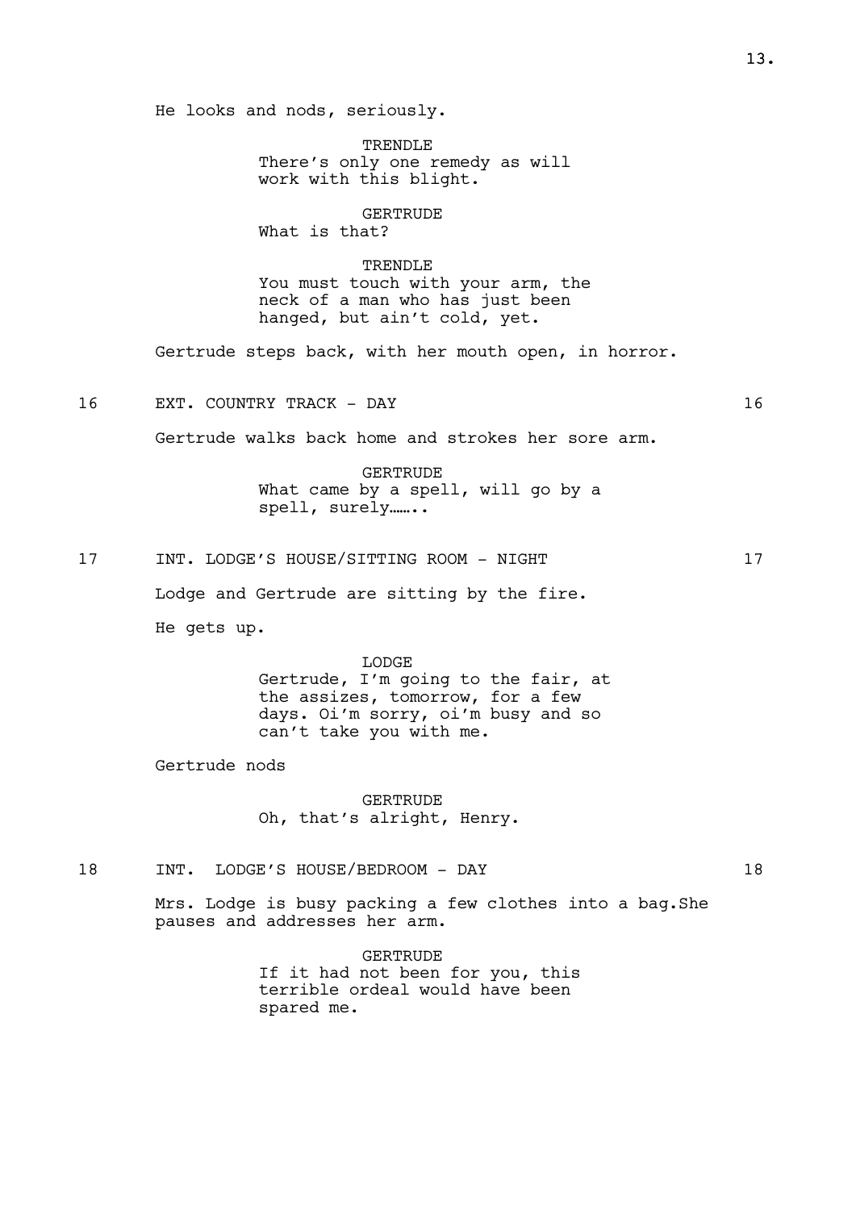He looks and nods, seriously.

TRENDLE
There's only one remedy as will work with this blight.

GERTRUDE
What is that?

TRENDLE
You must touch with your arm, the neck of a man who has just been hanged, but ain't cold, yet.

Gertrude steps back, with her mouth open, in horror.

16 EXT. COUNTRY TRACK - DAY 16

Gertrude walks back home and strokes her sore arm.

GERTRUDE
What came by a spell, will go by a spell, surely…….

17 INT. LODGE'S HOUSE/SITTING ROOM - NIGHT 17

Lodge and Gertrude are sitting by the fire.

He gets up.

LODGE
Gertrude, I'm going to the fair, at the assizes, tomorrow, for a few days. Oi'm sorry, oi'm busy and so can't take you with me.

Gertrude nods

GERTRUDE
Oh, that's alright, Henry.

18 INT. LODGE'S HOUSE/BEDROOM - DAY 18

Mrs. Lodge is busy packing a few clothes into a bag.She pauses and addresses her arm.

GERTRUDE
If it had not been for you, this terrible ordeal would have been spared me.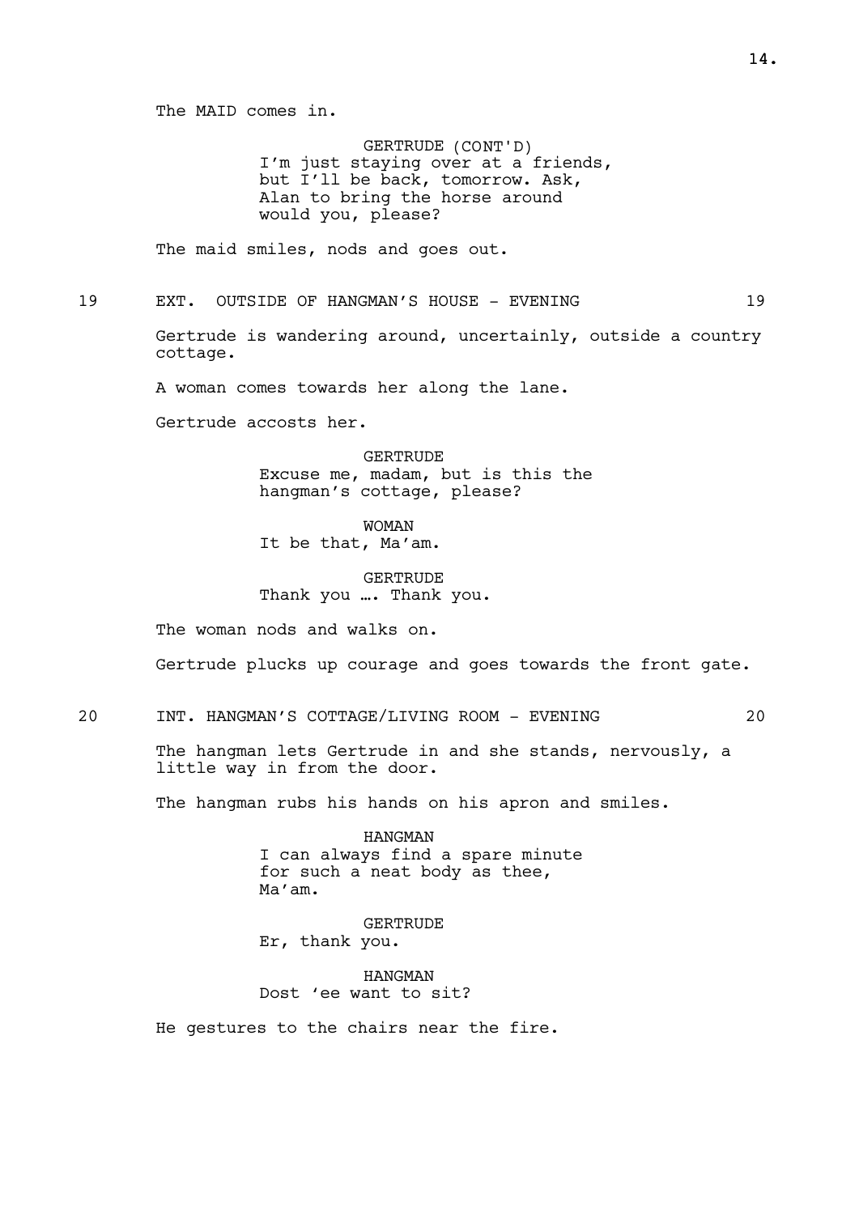The MAID comes in.

GERTRUDE (CONT'D)
I'm just staying over at a friends, but I'll be back, tomorrow. Ask, Alan to bring the horse around would you, please?

The maid smiles, nods and goes out.

19 EXT. OUTSIDE OF HANGMAN'S HOUSE - EVENING 19

Gertrude is wandering around, uncertainly, outside a country cottage.

A woman comes towards her along the lane.

Gertrude accosts her.

GERTRUDE
Excuse me, madam, but is this the hangman's cottage, please?

WOMAN
It be that, Ma'am.

GERTRUDE
Thank you …. Thank you.

The woman nods and walks on.

Gertrude plucks up courage and goes towards the front gate.

20 INT. HANGMAN'S COTTAGE/LIVING ROOM - EVENING 20

The hangman lets Gertrude in and she stands, nervously, a little way in from the door.

The hangman rubs his hands on his apron and smiles.

HANGMAN
I can always find a spare minute for such a neat body as thee, Ma'am.

GERTRUDE
Er, thank you.

HANGMAN
Dost 'ee want to sit?

He gestures to the chairs near the fire.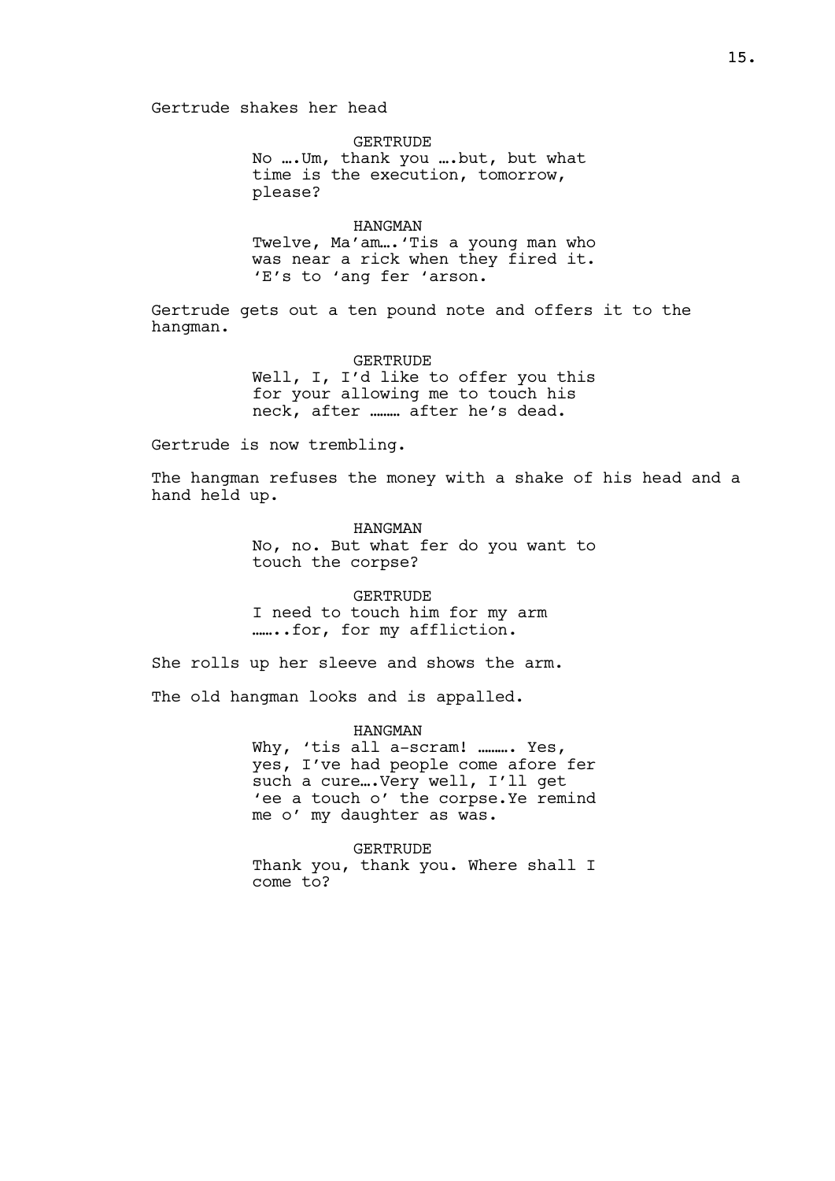Gertrude shakes her head

GERTRUDE
No ….Um, thank you ….but, but what time is the execution, tomorrow, please?

HANGMAN
Twelve, Ma'am….'Tis a young man who was near a rick when they fired it. 'E's to 'ang fer 'arson.

Gertrude gets out a ten pound note and offers it to the hangman.

GERTRUDE
Well, I, I'd like to offer you this for your allowing me to touch his neck, after ……… after he's dead.

Gertrude is now trembling.

The hangman refuses the money with a shake of his head and a hand held up.

HANGMAN
No, no. But what fer do you want to touch the corpse?

GERTRUDE
I need to touch him for my arm ……..for, for my affliction.

She rolls up her sleeve and shows the arm.

The old hangman looks and is appalled.

HANGMAN
Why, 'tis all a-scram! ………. Yes, yes, I've had people come afore fer such a cure….Very well, I'll get 'ee a touch o' the corpse.Ye remind me o' my daughter as was.

GERTRUDE
Thank you, thank you. Where shall I come to?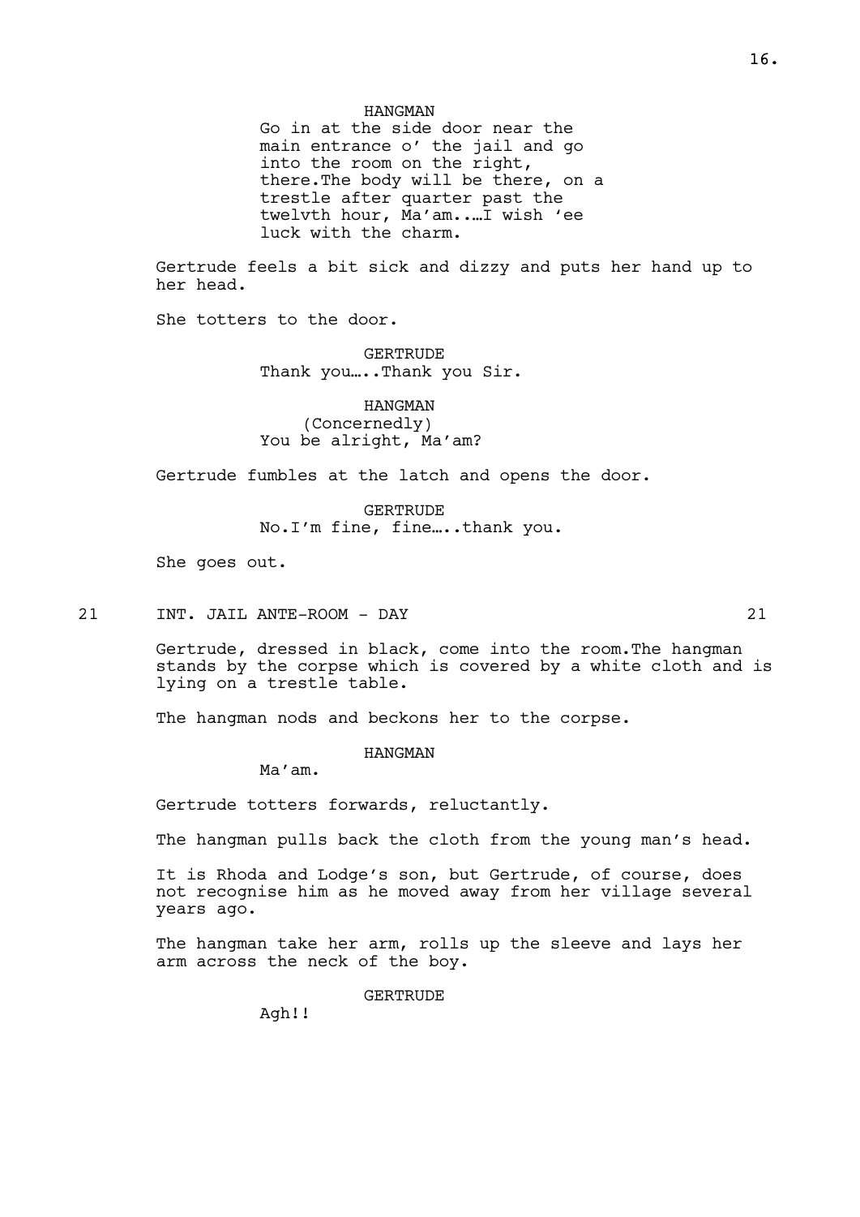HANGMAN
Go in at the side door near the main entrance o' the jail and go into the room on the right, there.The body will be there, on a trestle after quarter past the twelvth hour, Ma'am..…I wish 'ee luck with the charm.

Gertrude feels a bit sick and dizzy and puts her hand up to her head.

She totters to the door.

GERTRUDE
Thank you…..Thank you Sir.

HANGMAN
(Concernedly)
You be alright, Ma'am?

Gertrude fumbles at the latch and opens the door.

GERTRUDE
No.I'm fine, fine…..thank you.

She goes out.

## 21 INT. JAIL ANTE-ROOM - DAY 21

Gertrude, dressed in black, come into the room.The hangman stands by the corpse which is covered by a white cloth and is lying on a trestle table.

The hangman nods and beckons her to the corpse.

HANGMAN
Ma'am.

Gertrude totters forwards, reluctantly.

The hangman pulls back the cloth from the young man's head.

It is Rhoda and Lodge's son, but Gertrude, of course, does not recognise him as he moved away from her village several years ago.

The hangman take her arm, rolls up the sleeve and lays her arm across the neck of the boy.

GERTRUDE
Agh!!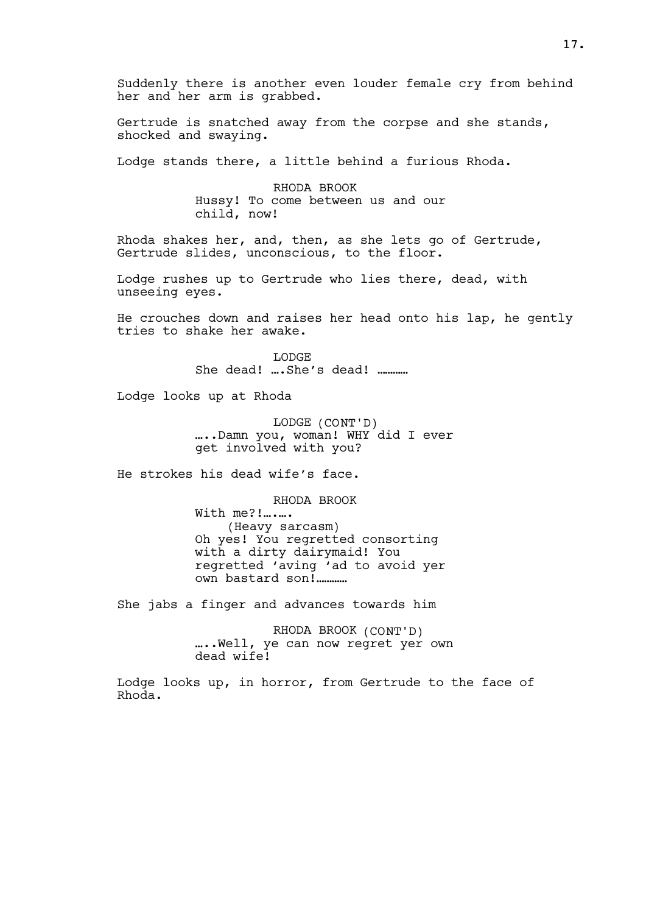Suddenly there is another even louder female cry from behind her and her arm is grabbed.

Gertrude is snatched away from the corpse and she stands, shocked and swaying.

Lodge stands there, a little behind a furious Rhoda.

RHODA BROOK
Hussy! To come between us and our child, now!

Rhoda shakes her, and, then, as she lets go of Gertrude, Gertrude slides, unconscious, to the floor.

Lodge rushes up to Gertrude who lies there, dead, with unseeing eyes.

He crouches down and raises her head onto his lap, he gently tries to shake her awake.

LODGE
She dead! ….She's dead! …………

Lodge looks up at Rhoda

LODGE (CONT'D)
…..Damn you, woman! WHY did I ever get involved with you?

He strokes his dead wife's face.

RHODA BROOK
With me?!…….
(Heavy sarcasm)
Oh yes! You regretted consorting with a dirty dairymaid! You regretted 'aving 'ad to avoid yer own bastard son!…………

She jabs a finger and advances towards him

RHODA BROOK (CONT'D)
…..Well, ye can now regret yer own dead wife!

Lodge looks up, in horror, from Gertrude to the face of Rhoda.